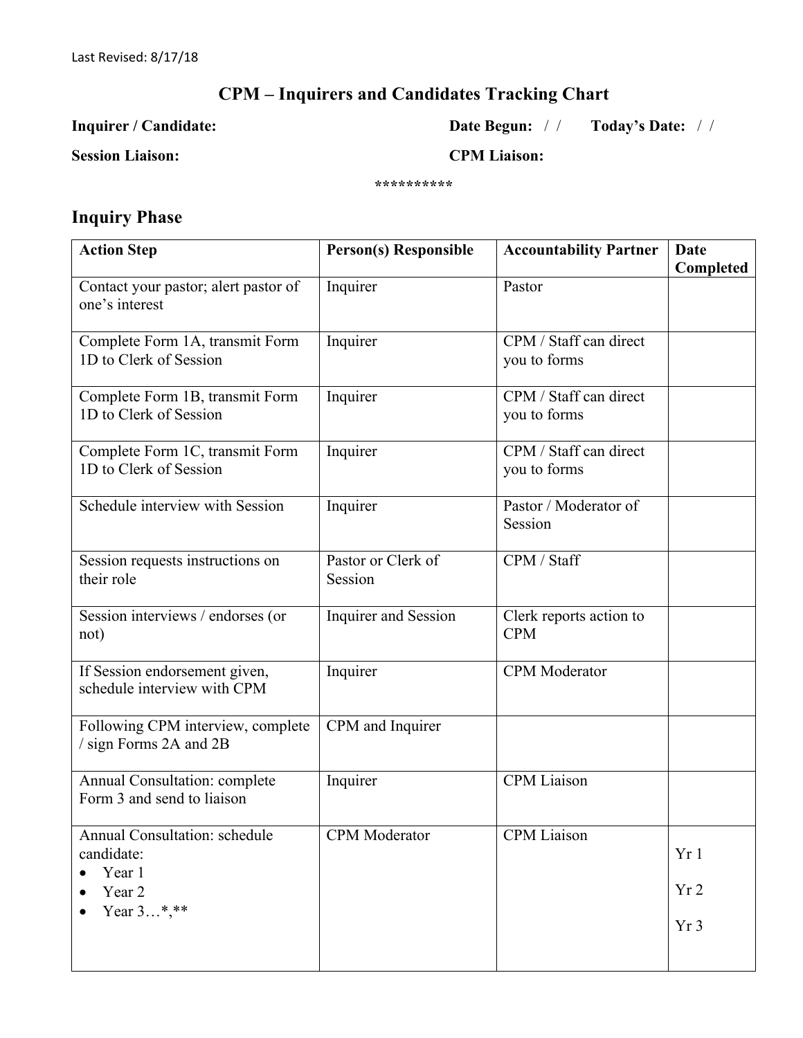Last Revised: 8/17/18

# CPM – Inquirers and Candidates Tracking Chart

**Inquirer / Candidate:** **Date Begun:** / / **Today's Date:** / /

**Session Liaison:** **CPM Liaison:**

**********

## Inquiry Phase

| Action Step | Person(s) Responsible | Accountability Partner | Date Completed |
|---|---|---|---|
| Contact your pastor; alert pastor of one's interest | Inquirer | Pastor | |
| Complete Form 1A, transmit Form 1D to Clerk of Session | Inquirer | CPM / Staff can direct you to forms | |
| Complete Form 1B, transmit Form 1D to Clerk of Session | Inquirer | CPM / Staff can direct you to forms | |
| Complete Form 1C, transmit Form 1D to Clerk of Session | Inquirer | CPM / Staff can direct you to forms | |
| Schedule interview with Session | Inquirer | Pastor / Moderator of Session | |
| Session requests instructions on their role | Pastor or Clerk of Session | CPM / Staff | |
| Session interviews / endorses (or not) | Inquirer and Session | Clerk reports action to CPM | |
| If Session endorsement given, schedule interview with CPM | Inquirer | CPM Moderator | |
| Following CPM interview, complete / sign Forms 2A and 2B | CPM and Inquirer | | |
| Annual Consultation: complete Form 3 and send to liaison | Inquirer | CPM Liaison | |
| Annual Consultation: schedule candidate:<br>• Year 1<br>• Year 2<br>• Year 3…*,** | CPM Moderator | CPM Liaison | Yr 1<br>Yr 2<br>Yr 3 |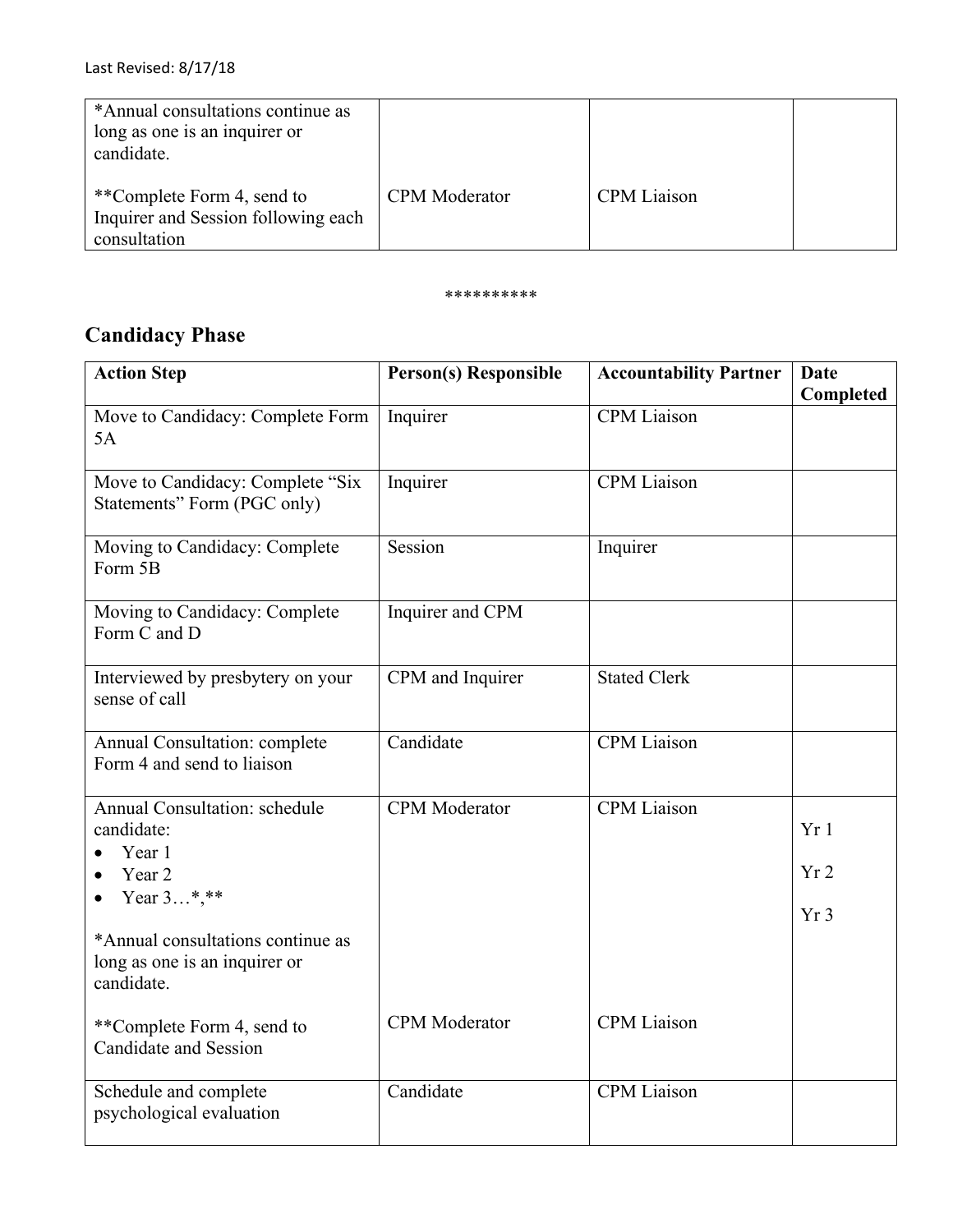| | | | |
|---|---|---|---|
| *Annual consultations continue as long as one is an inquirer or candidate.<br><br>**Complete Form 4, send to Inquirer and Session following each consultation | CPM Moderator | CPM Liaison | |

**********

## Candidacy Phase

| Action Step | Person(s) Responsible | Accountability Partner | Date Completed |
|---|---|---|---|
| Move to Candidacy: Complete Form 5A | Inquirer | CPM Liaison | |
| Move to Candidacy: Complete "Six Statements" Form (PGC only) | Inquirer | CPM Liaison | |
| Moving to Candidacy: Complete Form 5B | Session | Inquirer | |
| Moving to Candidacy: Complete Form C and D | Inquirer and CPM | | |
| Interviewed by presbytery on your sense of call | CPM and Inquirer | Stated Clerk | |
| Annual Consultation: complete Form 4 and send to liaison | Candidate | CPM Liaison | |
| Annual Consultation: schedule candidate:<br>• Year 1<br>• Year 2<br>• Year 3…*,**<br><br>*Annual consultations continue as long as one is an inquirer or candidate.<br><br>**Complete Form 4, send to Candidate and Session | CPM Moderator<br><br><br><br><br><br><br>CPM Moderator | CPM Liaison<br><br><br><br><br><br><br>CPM Liaison | Yr 1<br>Yr 2<br>Yr 3 |
| Schedule and complete psychological evaluation | Candidate | CPM Liaison | |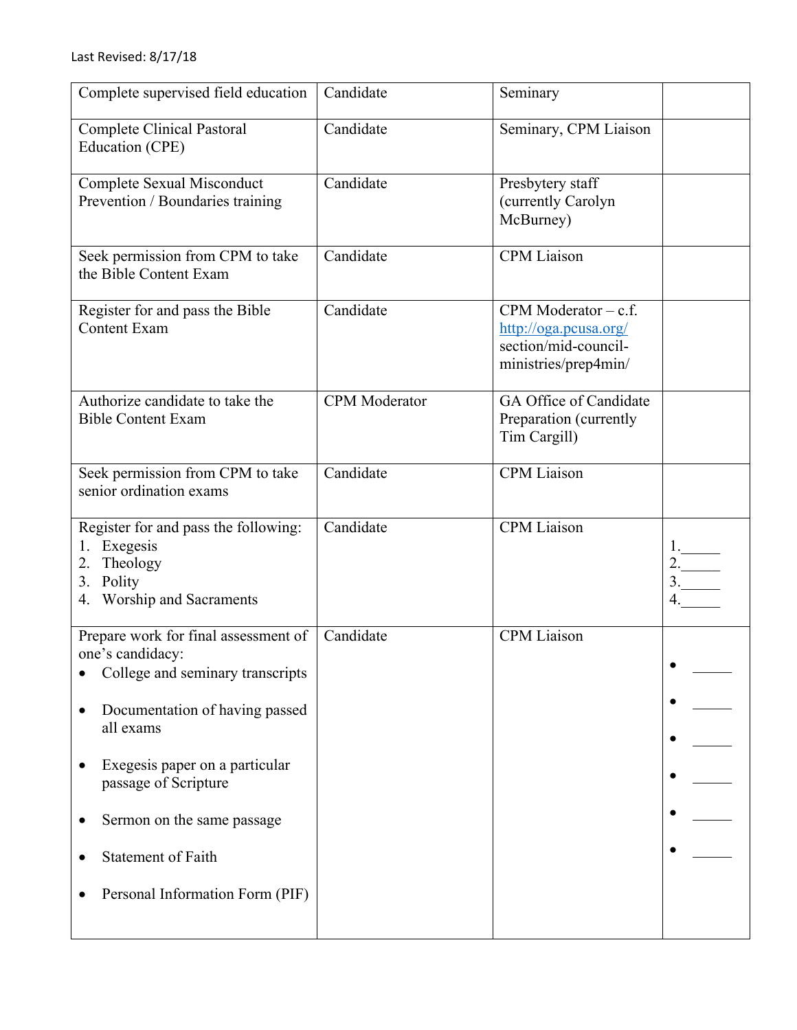Last Revised: 8/17/18

| | | | |
|---|---|---|---|
| Complete supervised field education | Candidate | Seminary | |
| Complete Clinical Pastoral Education (CPE) | Candidate | Seminary, CPM Liaison | |
| Complete Sexual Misconduct Prevention / Boundaries training | Candidate | Presbytery staff (currently Carolyn McBurney) | |
| Seek permission from CPM to take the Bible Content Exam | Candidate | CPM Liaison | |
| Register for and pass the Bible Content Exam | Candidate | CPM Moderator – c.f. http://oga.pcusa.org/ section/mid-council-ministries/prep4min/ | |
| Authorize candidate to take the Bible Content Exam | CPM Moderator | GA Office of Candidate Preparation (currently Tim Cargill) | |
| Seek permission from CPM to take senior ordination exams | Candidate | CPM Liaison | |
| Register for and pass the following:<br>1. Exegesis<br>2. Theology<br>3. Polity<br>4. Worship and Sacraments | Candidate | CPM Liaison | 1.\_\_\_\_\_<br>2.\_\_\_\_\_<br>3.\_\_\_\_\_<br>4.\_\_\_\_\_ |
| Prepare work for final assessment of one's candidacy:<br>• College and seminary transcripts<br>• Documentation of having passed all exams<br>• Exegesis paper on a particular passage of Scripture<br>• Sermon on the same passage<br>• Statement of Faith<br>• Personal Information Form (PIF) | Candidate | CPM Liaison | • \_\_\_\_\_<br>• \_\_\_\_\_<br>• \_\_\_\_\_<br>• \_\_\_\_\_<br>• \_\_\_\_\_<br>• \_\_\_\_\_ |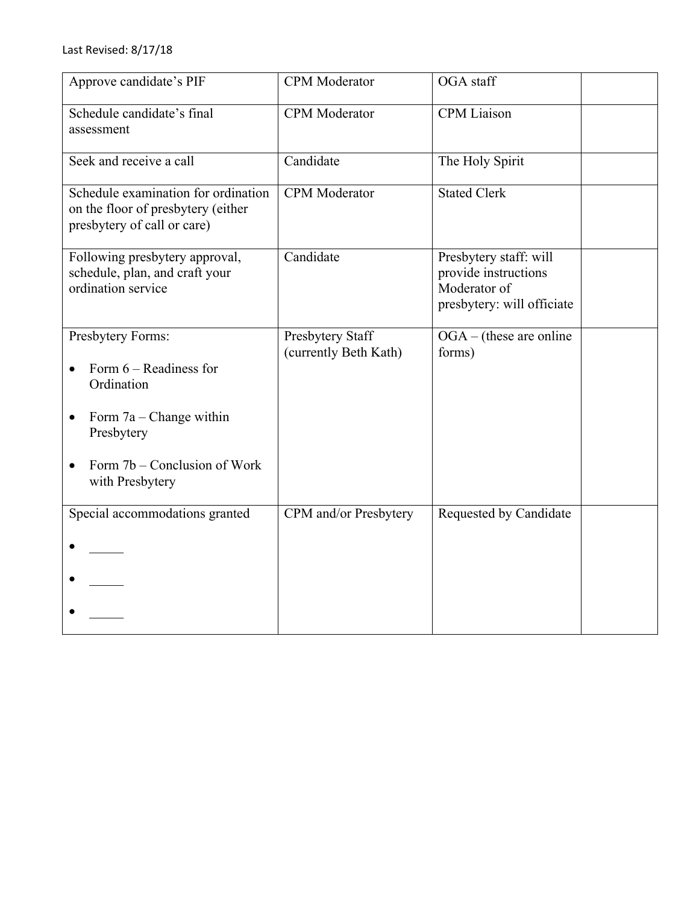Last Revised: 8/17/18

| | | | |
|---|---|---|---|
| Approve candidate's PIF | CPM Moderator | OGA staff | |
| Schedule candidate's final assessment | CPM Moderator | CPM Liaison | |
| Seek and receive a call | Candidate | The Holy Spirit | |
| Schedule examination for ordination on the floor of presbytery (either presbytery of call or care) | CPM Moderator | Stated Clerk | |
| Following presbytery approval, schedule, plan, and craft your ordination service | Candidate | Presbytery staff: will provide instructions<br>Moderator of presbytery: will officiate | |
| Presbytery Forms:<br>• Form 6 – Readiness for Ordination<br>• Form 7a – Change within Presbytery<br>• Form 7b – Conclusion of Work with Presbytery | Presbytery Staff (currently Beth Kath) | OGA – (these are online forms) | |
| Special accommodations granted<br>• _____<br>• _____<br>• _____ | CPM and/or Presbytery | Requested by Candidate | |